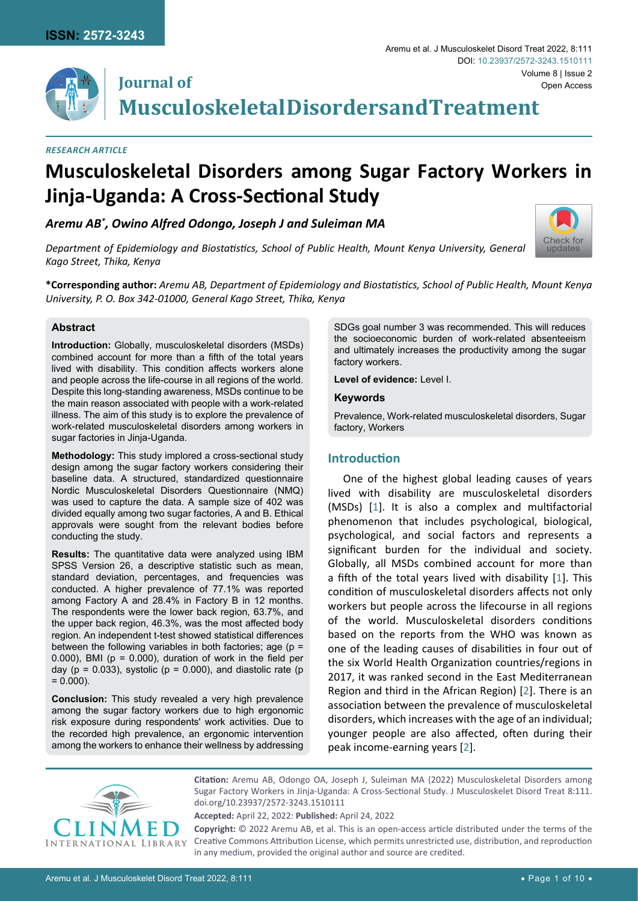*RESEARCH ARTICLE*

# Musculoskeletal Disorders among Sugar Factory Workers in Jinja-Uganda: A Cross-Sectional Study

***Aremu AB\*, Owino Alfred Odongo, Joseph J and Suleiman MA***

*Department of Epidemiology and Biostatistics, School of Public Health, Mount Kenya University, General Kago Street, Thika, Kenya*

**\*Corresponding author:** *Aremu AB, Department of Epidemiology and Biostatistics, School of Public Health, Mount Kenya University, P. O. Box 342-01000, General Kago Street, Thika, Kenya*

## Abstract

**Introduction:** Globally, musculoskeletal disorders (MSDs) combined account for more than a fifth of the total years lived with disability. This condition affects workers alone and people across the life-course in all regions of the world. Despite this long-standing awareness, MSDs continue to be the main reason associated with people with a work-related illness. The aim of this study is to explore the prevalence of work-related musculoskeletal disorders among workers in sugar factories in Jinja-Uganda.

**Methodology:** This study implored a cross-sectional study design among the sugar factory workers considering their baseline data. A structured, standardized questionnaire Nordic Musculoskeletal Disorders Questionnaire (NMQ) was used to capture the data. A sample size of 402 was divided equally among two sugar factories, A and B. Ethical approvals were sought from the relevant bodies before conducting the study.

**Results:** The quantitative data were analyzed using IBM SPSS Version 26, a descriptive statistic such as mean, standard deviation, percentages, and frequencies was conducted. A higher prevalence of 77.1% was reported among Factory A and 28.4% in Factory B in 12 months. The respondents were the lower back region, 63.7%, and the upper back region, 46.3%, was the most affected body region. An independent t-test showed statistical differences between the following variables in both factories; age ($p = 0.000$), BMI ($p = 0.000$), duration of work in the field per day ($p = 0.033$), systolic ($p = 0.000$), and diastolic rate ($p = 0.000$).

**Conclusion:** This study revealed a very high prevalence among the sugar factory workers due to high ergonomic risk exposure during respondents' work activities. Due to the recorded high prevalence, an ergonomic intervention among the workers to enhance their wellness by addressing SDGs goal number 3 was recommended. This will reduces the socioeconomic burden of work-related absenteeism and ultimately increases the productivity among the sugar factory workers.

**Level of evidence:** Level I.

### Keywords

Prevalence, Work-related musculoskeletal disorders, Sugar factory, Workers

## Introduction

One of the highest global leading causes of years lived with disability are musculoskeletal disorders (MSDs) [1]. It is also a complex and multifactorial phenomenon that includes psychological, biological, psychological, and social factors and represents a significant burden for the individual and society. Globally, all MSDs combined account for more than a fifth of the total years lived with disability [1]. This condition of musculoskeletal disorders affects not only workers but people across the lifecourse in all regions of the world. Musculoskeletal disorders conditions based on the reports from the WHO was known as one of the leading causes of disabilities in four out of the six World Health Organization countries/regions in 2017, it was ranked second in the East Mediterranean Region and third in the African Region) [2]. There is an association between the prevalence of musculoskeletal disorders, which increases with the age of an individual; younger people are also affected, often during their peak income-earning years [2].

**Citation:** Aremu AB, Odongo OA, Joseph J, Suleiman MA (2022) Musculoskeletal Disorders among Sugar Factory Workers in Jinja-Uganda: A Cross-Sectional Study. J Musculoskelet Disord Treat 8:111. doi.org/10.23937/2572-3243.1510111

**Accepted:** April 22, 2022: **Published:** April 24, 2022

**Copyright:** © 2022 Aremu AB, et al. This is an open-access article distributed under the terms of the Creative Commons Attribution License, which permits unrestricted use, distribution, and reproduction in any medium, provided the original author and source are credited.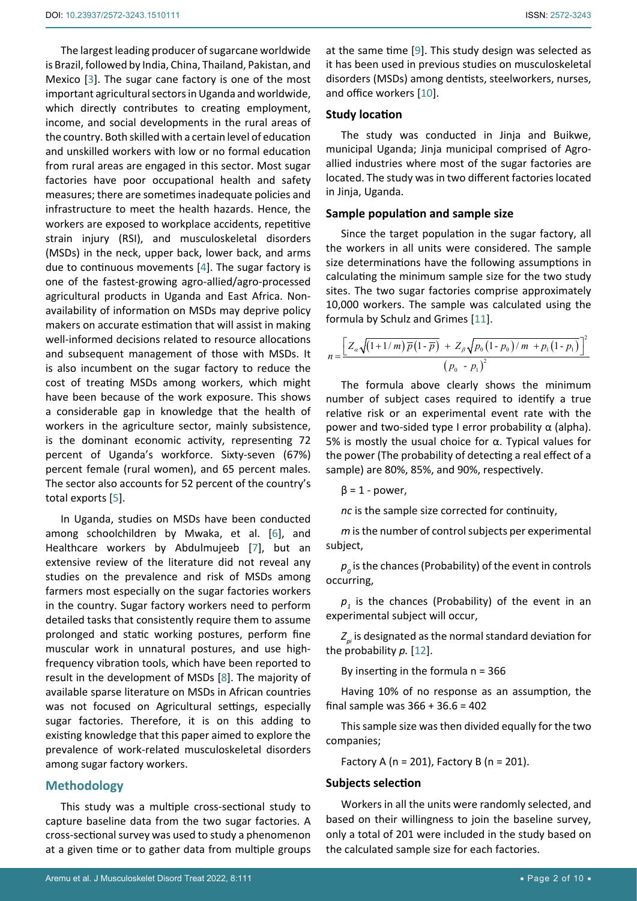The largest leading producer of sugarcane worldwide is Brazil, followed by India, China, Thailand, Pakistan, and Mexico [3]. The sugar cane factory is one of the most important agricultural sectors in Uganda and worldwide, which directly contributes to creating employment, income, and social developments in the rural areas of the country. Both skilled with a certain level of education and unskilled workers with low or no formal education from rural areas are engaged in this sector. Most sugar factories have poor occupational health and safety measures; there are sometimes inadequate policies and infrastructure to meet the health hazards. Hence, the workers are exposed to workplace accidents, repetitive strain injury (RSI), and musculoskeletal disorders (MSDs) in the neck, upper back, lower back, and arms due to continuous movements [4]. The sugar factory is one of the fastest-growing agro-allied/agro-processed agricultural products in Uganda and East Africa. Non-availability of information on MSDs may deprive policy makers on accurate estimation that will assist in making well-informed decisions related to resource allocations and subsequent management of those with MSDs. It is also incumbent on the sugar factory to reduce the cost of treating MSDs among workers, which might have been because of the work exposure. This shows a considerable gap in knowledge that the health of workers in the agriculture sector, mainly subsistence, is the dominant economic activity, representing 72 percent of Uganda's workforce. Sixty-seven (67%) percent female (rural women), and 65 percent males. The sector also accounts for 52 percent of the country's total exports [5].

In Uganda, studies on MSDs have been conducted among schoolchildren by Mwaka, et al. [6], and Healthcare workers by Abdulmujeeb [7], but an extensive review of the literature did not reveal any studies on the prevalence and risk of MSDs among farmers most especially on the sugar factories workers in the country. Sugar factory workers need to perform detailed tasks that consistently require them to assume prolonged and static working postures, perform fine muscular work in unnatural postures, and use high-frequency vibration tools, which have been reported to result in the development of MSDs [8]. The majority of available sparse literature on MSDs in African countries was not focused on Agricultural settings, especially sugar factories. Therefore, it is on this adding to existing knowledge that this paper aimed to explore the prevalence of work-related musculoskeletal disorders among sugar factory workers.

## Methodology

This study was a multiple cross-sectional study to capture baseline data from the two sugar factories. A cross-sectional survey was used to study a phenomenon at a given time or to gather data from multiple groups at the same time [9]. This study design was selected as it has been used in previous studies on musculoskeletal disorders (MSDs) among dentists, steelworkers, nurses, and office workers [10].

### Study location

The study was conducted in Jinja and Buikwe, municipal Uganda; Jinja municipal comprised of Agro-allied industries where most of the sugar factories are located. The study was in two different factories located in Jinja, Uganda.

### Sample population and sample size

Since the target population in the sugar factory, all the workers in all units were considered. The sample size determinations have the following assumptions in calculating the minimum sample size for the two study sites. The two sugar factories comprise approximately 10,000 workers. The sample was calculated using the formula by Schulz and Grimes [11].

$$n = \frac{\left[ Z_{\alpha}\sqrt{(1+1/m)\overline{p}(1-\overline{p})} + Z_{\beta}\sqrt{p_0(1-p_0)/m + p_1(1-p_1)} \right]^2}{(p_0 - p_1)^2}$$

The formula above clearly shows the minimum number of subject cases required to identify a true relative risk or an experimental event rate with the power and two-sided type I error probability α (alpha). 5% is mostly the usual choice for α. Typical values for the power (The probability of detecting a real effect of a sample) are 80%, 85%, and 90%, respectively.

$\beta$ = 1 - power,

*nc* is the sample size corrected for continuity,

*m* is the number of control subjects per experimental subject,

$p_0$ is the chances (Probability) of the event in controls occurring,

$p_1$ is the chances (Probability) of the event in an experimental subject will occur,

$Z_{pi}$ is designated as the normal standard deviation for the probability *p*. [12].

By inserting in the formula n = 366

Having 10% of no response as an assumption, the final sample was 366 + 36.6 = 402

This sample size was then divided equally for the two companies;

Factory A (n = 201), Factory B (n = 201).

### Subjects selection

Workers in all the units were randomly selected, and based on their willingness to join the baseline survey, only a total of 201 were included in the study based on the calculated sample size for each factories.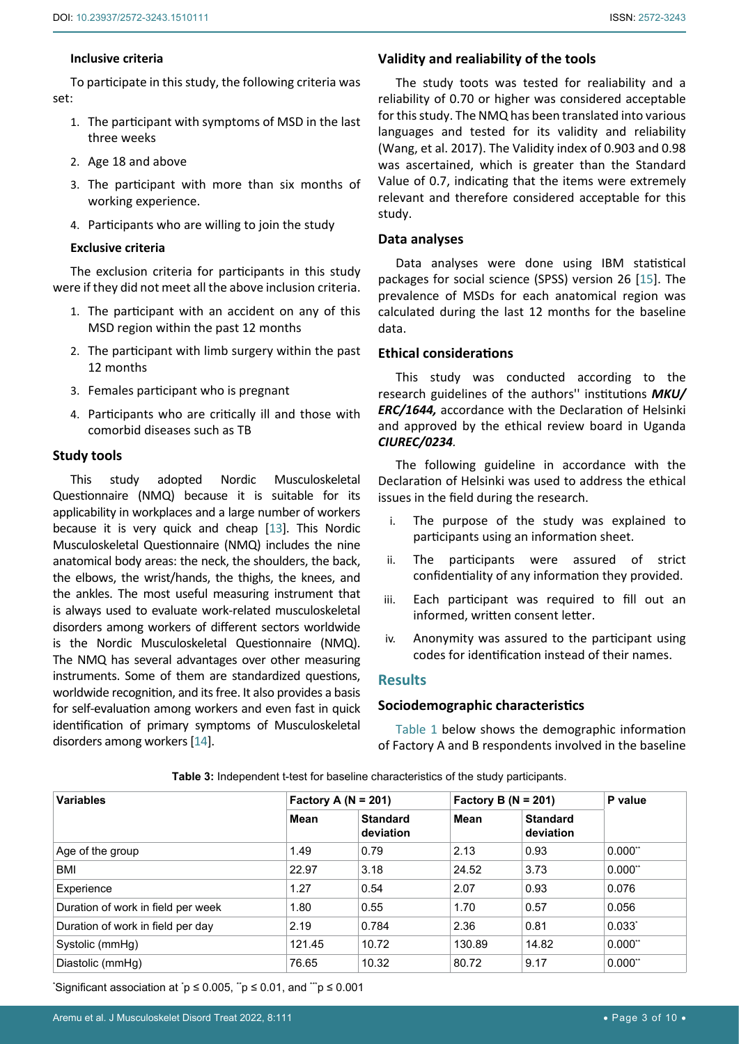### Inclusive criteria

To participate in this study, the following criteria was set:

1. The participant with symptoms of MSD in the last three weeks
2. Age 18 and above
3. The participant with more than six months of working experience.
4. Participants who are willing to join the study

### Exclusive criteria

The exclusion criteria for participants in this study were if they did not meet all the above inclusion criteria.

1. The participant with an accident on any of this MSD region within the past 12 months
2. The participant with limb surgery within the past 12 months
3. Females participant who is pregnant
4. Participants who are critically ill and those with comorbid diseases such as TB

## Study tools

This study adopted Nordic Musculoskeletal Questionnaire (NMQ) because it is suitable for its applicability in workplaces and a large number of workers because it is very quick and cheap [13]. This Nordic Musculoskeletal Questionnaire (NMQ) includes the nine anatomical body areas: the neck, the shoulders, the back, the elbows, the wrist/hands, the thighs, the knees, and the ankles. The most useful measuring instrument that is always used to evaluate work-related musculoskeletal disorders among workers of different sectors worldwide is the Nordic Musculoskeletal Questionnaire (NMQ). The NMQ has several advantages over other measuring instruments. Some of them are standardized questions, worldwide recognition, and its free. It also provides a basis for self-evaluation among workers and even fast in quick identification of primary symptoms of Musculoskeletal disorders among workers [14].

## Validity and realiability of the tools

The study toots was tested for realiability and a reliability of 0.70 or higher was considered acceptable for this study. The NMQ has been translated into various languages and tested for its validity and reliability (Wang, et al. 2017). The Validity index of 0.903 and 0.98 was ascertained, which is greater than the Standard Value of 0.7, indicating that the items were extremely relevant and therefore considered acceptable for this study.

## Data analyses

Data analyses were done using IBM statistical packages for social science (SPSS) version 26 [15]. The prevalence of MSDs for each anatomical region was calculated during the last 12 months for the baseline data.

## Ethical considerations

This study was conducted according to the research guidelines of the authors'' institutions ***MKU/ERC/1644,*** accordance with the Declaration of Helsinki and approved by the ethical review board in Uganda ***CIUREC/0234***.

The following guideline in accordance with the Declaration of Helsinki was used to address the ethical issues in the field during the research.

i. The purpose of the study was explained to participants using an information sheet.
ii. The participants were assured of strict confidentiality of any information they provided.
iii. Each participant was required to fill out an informed, written consent letter.
iv. Anonymity was assured to the participant using codes for identification instead of their names.

# Results

## Sociodemographic characteristics

Table 1 below shows the demographic information of Factory A and B respondents involved in the baseline

**Table 3:** Independent t-test for baseline characteristics of the study participants.

| Variables | Factory A (N = 201) | | Factory B (N = 201) | | P value |
|---|---|---|---|---|---|
| | Mean | Standard deviation | Mean | Standard deviation | |
| Age of the group | 1.49 | 0.79 | 2.13 | 0.93 | 0.000** |
| BMI | 22.97 | 3.18 | 24.52 | 3.73 | 0.000** |
| Experience | 1.27 | 0.54 | 2.07 | 0.93 | 0.076 |
| Duration of work in field per week | 1.80 | 0.55 | 1.70 | 0.57 | 0.056 |
| Duration of work in field per day | 2.19 | 0.784 | 2.36 | 0.81 | 0.033* |
| Systolic (mmHg) | 121.45 | 10.72 | 130.89 | 14.82 | 0.000** |
| Diastolic (mmHg) | 76.65 | 10.32 | 80.72 | 9.17 | 0.000** |

*Significant association at *$p \leq 0.005$, **$p \leq 0.01$, and ***$p \leq 0.001$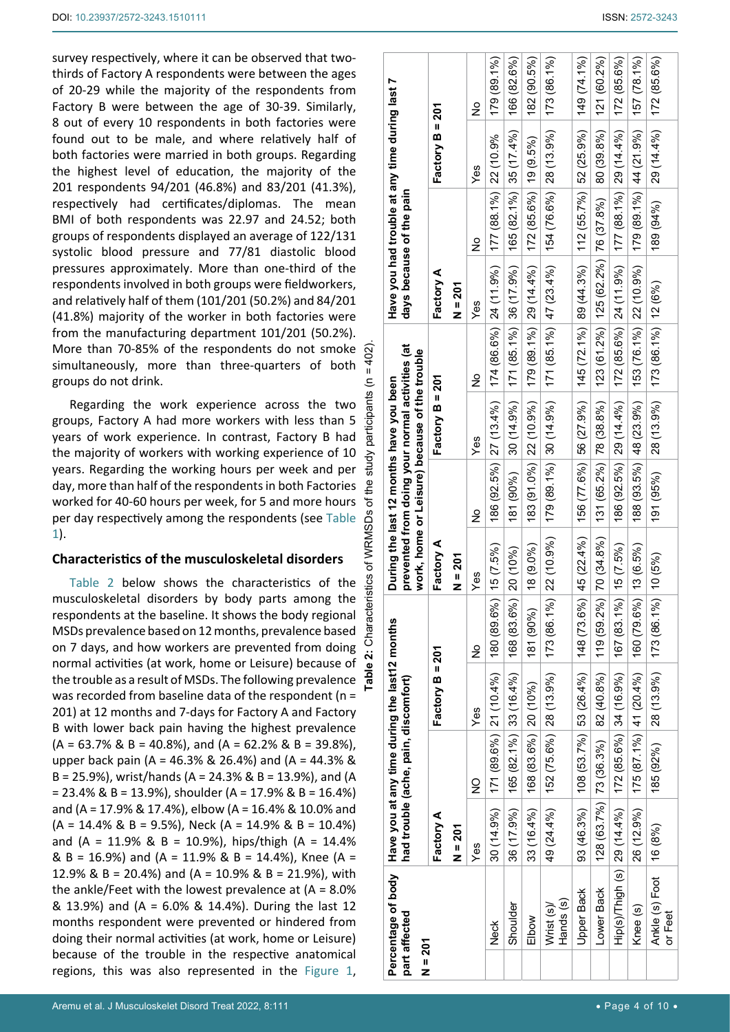survey respectively, where it can be observed that two-thirds of Factory A respondents were between the ages of 20-29 while the majority of the respondents from Factory B were between the age of 30-39. Similarly, 8 out of every 10 respondents in both factories were found out to be male, and where relatively half of both factories were married in both groups. Regarding the highest level of education, the majority of the 201 respondents 94/201 (46.8%) and 83/201 (41.3%), respectively had certificates/diplomas. The mean BMI of both respondents was 22.97 and 24.52; both groups of respondents displayed an average of 122/131 systolic blood pressure and 77/81 diastolic blood pressures approximately. More than one-third of the respondents involved in both groups were fieldworkers, and relatively half of them (101/201 (50.2%) and 84/201 (41.8%) majority of the worker in both factories were from the manufacturing department 101/201 (50.2%). More than 70-85% of the respondents do not smoke simultaneously, more than three-quarters of both groups do not drink.

Regarding the work experience across the two groups, Factory A had more workers with less than 5 years of work experience. In contrast, Factory B had the majority of workers with working experience of 10 years. Regarding the working hours per week and per day, more than half of the respondents in both Factories worked for 40-60 hours per week, for 5 and more hours per day respectively among the respondents (see Table 1).

## Characteristics of the musculoskeletal disorders

Table 2 below shows the characteristics of the musculoskeletal disorders by body parts among the respondents at the baseline. It shows the body regional MSDs prevalence based on 12 months, prevalence based on 7 days, and how workers are prevented from doing normal activities (at work, home or Leisure) because of the trouble as a result of MSDs. The following prevalence was recorded from baseline data of the respondent (n = 201) at 12 months and 7-days for Factory A and Factory B with lower back pain having the highest prevalence (A = 63.7% & B = 40.8%), and (A = 62.2% & B = 39.8%), upper back pain (A = 46.3% & 26.4%) and (A = 44.3% & B = 25.9%), wrist/hands (A = 24.3% & B = 13.9%), and (A = 23.4% & B = 13.9%), shoulder (A = 17.9% & B = 16.4%) and (A = 17.9% & 17.4%), elbow (A = 16.4% & 10.0% and (A = 14.4% & B = 9.5%), Neck (A = 14.9% & B = 10.4%) and (A = 11.9% & B = 10.9%), hips/thigh (A = 14.4% & B = 16.9%) and (A = 11.9% & B = 14.4%), Knee (A = 12.9% & B = 20.4%) and (A = 10.9% & B = 21.9%), with the ankle/Feet with the lowest prevalence at (A = 8.0% & 13.9%) and (A = 6.0% & 14.4%). During the last 12 months respondent were prevented or hindered from doing their normal activities (at work, home or Leisure) because of the trouble in the respective anatomical regions, this was also represented in the Figure 1,

**Table 2:** Characteristics of WRMSDs of the study participants (n = 402).

| Percentage of body part affected N = 201 | Have you at any time during the last12 months had trouble (ache, pain, discomfort) | | | | During the last 12 months have you been prevented from doing your normal activities (at work, home or Leisure) because of the trouble | | | | Have you had trouble at any time during last 7 days because of the pain | | | |
|---|---|---|---|---|---|---|---|---|---|---|---|---|
| | Factory A N = 201 | | Factory B = 201 | | Factory A N = 201 | | Factory B = 201 | | Factory A N = 201 | | Factory B = 201 | |
| | Yes | NO | Yes | No | Yes | No | Yes | No | Yes | No | Yes | No |
| Neck | 30 (14.9%) | 171 (89.6%) | 21 (10.4%) | 180 (89.6%) | 15 (7.5%) | 186 (92.5%) | 27 (13.4%) | 174 (86.6%) | 24 (11.9%) | 177 (88.1%) | 22 (10.9% | 179 (89.1%) |
| Shoulder | 36 (17.9%) | 165 (82.1%) | 33 (16.4%) | 168 (83.6%) | 20 (10%) | 181 (90%) | 30 (14.9%) | 171 (85.1%) | 36 (17.9%) | 165 (82.1%) | 35 (17.4%) | 166 (82.6%) |
| Elbow | 33 (16.4%) | 168 (83.6%) | 20 (10%) | 181 (90%) | 18 (9.0%) | 183 (91.0%) | 22 (10.9%) | 179 (89.1%) | 29 (14.4%) | 172 (85.6%) | 19 (9.5%) | 182 (90.5%) |
| Wrist (s)/ Hands (s) | 49 (24.4%) | 152 (75.6%) | 28 (13.9%) | 173 (86.1%) | 22 (10.9%) | 179 (89.1%) | 30 (14.9%) | 171 (85.1%) | 47 (23.4%) | 154 (76.6%) | 28 (13.9%) | 173 (86.1%) |
| Upper Back | 93 (46.3%) | 108 (53.7%) | 53 (26.4%) | 148 (73.6%) | 45 (22.4%) | 156 (77.6%) | 56 (27.9%) | 145 (72.1%) | 89 (44.3%) | 112 (55.7%) | 52 (25.9%) | 149 (74.1%) |
| Lower Back | 128 (63.7%) | 73 (36.3%) | 82 (40.8%) | 119 (59.2%) | 70 (34.8%) | 131 (65.2%) | 78 (38.8%) | 123 (61.2%) | 125 (62.2%) | 76 (37.8%) | 80 (39.8%) | 121 (60.2%) |
| Hip(s)/Thigh (s) | 29 (14.4%) | 172 (85.6%) | 34 (16.9%) | 167 (83.1%) | 15 (7.5%) | 186 (92.5%) | 29 (14.4%) | 172 (85.6%) | 24 (11.9%) | 177 (88.1%) | 29 (14.4%) | 172 (85.6%) |
| Knee (s) | 26 (12.9%) | 175 (87.1%) | 41 (20.4%) | 160 (79.6%) | 13 (6.5%) | 188 (93.5%) | 48 (23.9%) | 153 (76.1%) | 22 (10.9%) | 179 (89.1%) | 44 (21.9%) | 157 (78.1%) |
| Ankle (s) Foot or Feet | 16 (8%) | 185 (92%) | 28 (13.9%) | 173 (86.1%) | 10 (5%) | 191 (95%) | 28 (13.9%) | 173 (86.1%) | 12 (6%) | 189 (94%) | 29 (14.4%) | 172 (85.6%) |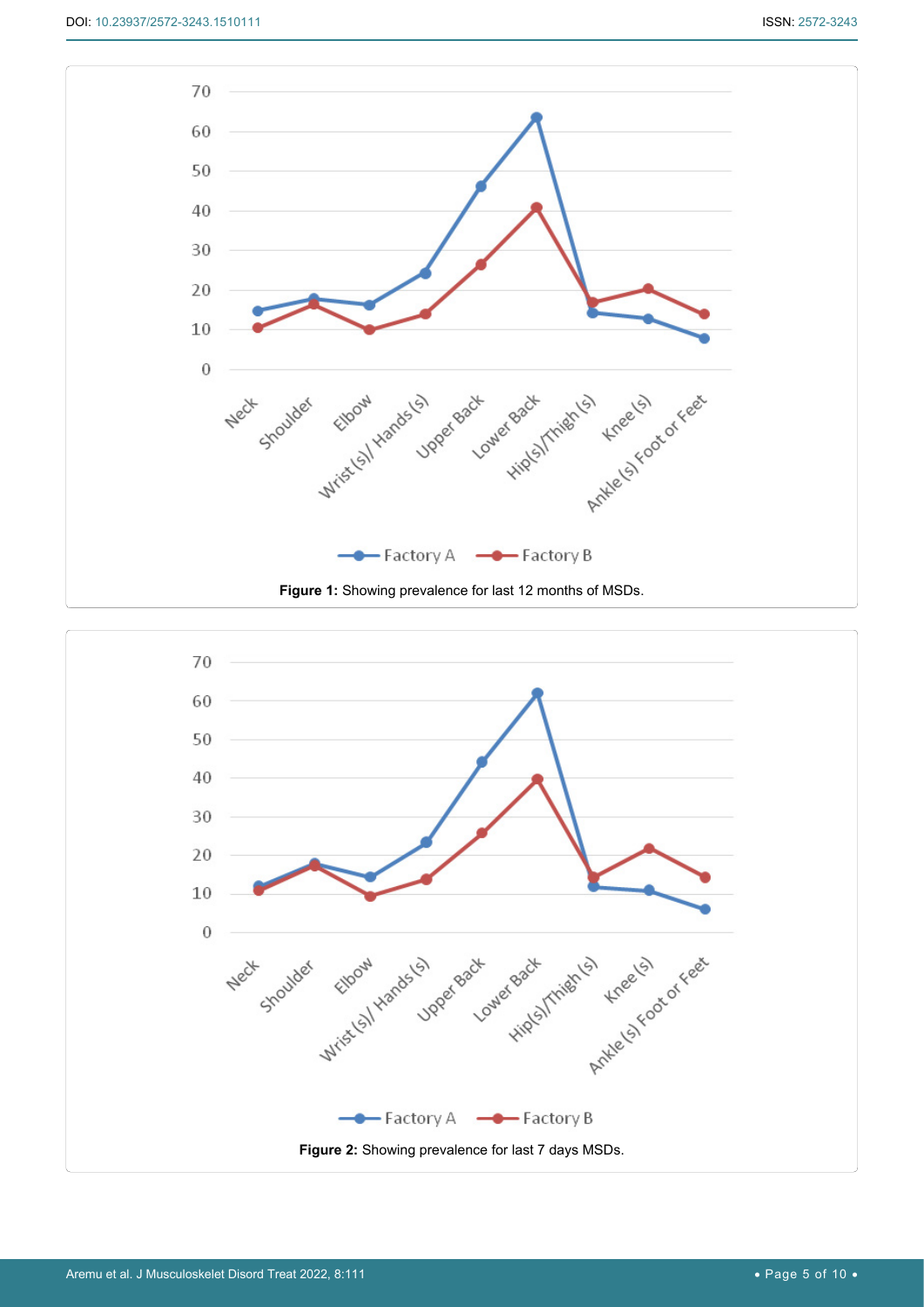Figure 1: Showing prevalence for last 12 months of MSDs.

Figure 2: Showing prevalence for last 7 days MSDs.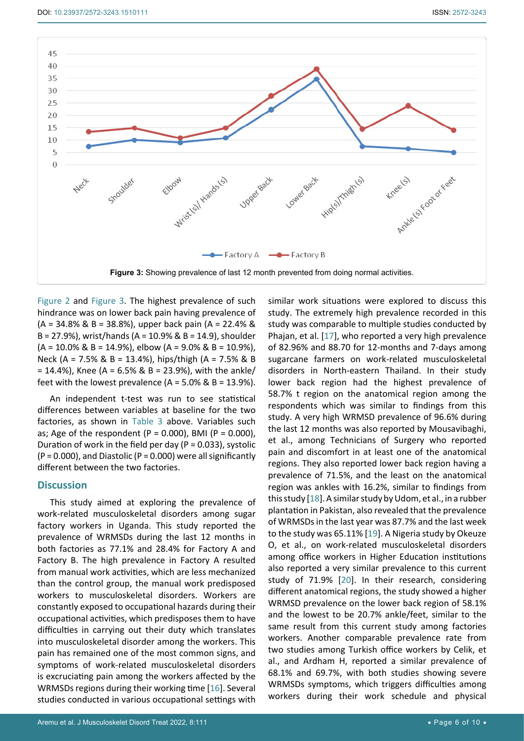Figure 3: Showing prevalence of last 12 month prevented from doing normal activities.

Figure 2 and Figure 3. The highest prevalence of such hindrance was on lower back pain having prevalence of (A = 34.8% & B = 38.8%), upper back pain (A = 22.4% & B = 27.9%), wrist/hands (A = 10.9% & B = 14.9), shoulder (A = 10.0% & B = 14.9%), elbow (A = 9.0% & B = 10.9%), Neck (A = 7.5% & B = 13.4%), hips/thigh (A = 7.5% & B = 14.4%), Knee (A = 6.5% & B = 23.9%), with the ankle/feet with the lowest prevalence (A = 5.0% & B = 13.9%).

An independent t-test was run to see statistical differences between variables at baseline for the two factories, as shown in Table 3 above. Variables such as; Age of the respondent (P = 0.000), BMI (P = 0.000), Duration of work in the field per day (P = 0.033), systolic (P = 0.000), and Diastolic (P = 0.000) were all significantly different between the two factories.

## Discussion

This study aimed at exploring the prevalence of work-related musculoskeletal disorders among sugar factory workers in Uganda. This study reported the prevalence of WRMSDs during the last 12 months in both factories as 77.1% and 28.4% for Factory A and Factory B. The high prevalence in Factory A resulted from manual work activities, which are less mechanized than the control group, the manual work predisposed workers to musculoskeletal disorders. Workers are constantly exposed to occupational hazards during their occupational activities, which predisposes them to have difficulties in carrying out their duty which translates into musculoskeletal disorder among the workers. This pain has remained one of the most common signs, and symptoms of work-related musculoskeletal disorders is excruciating pain among the workers affected by the WRMSDs regions during their working time [16]. Several studies conducted in various occupational settings with similar work situations were explored to discuss this study. The extremely high prevalence recorded in this study was comparable to multiple studies conducted by Phajan, et al. [17], who reported a very high prevalence of 82.96% and 88.70 for 12-months and 7-days among sugarcane farmers on work-related musculoskeletal disorders in North-eastern Thailand. In their study lower back region had the highest prevalence of 58.7% t region on the anatomical region among the respondents which was similar to findings from this study. A very high WRMSD prevalence of 96.6% during the last 12 months was also reported by Mousavibaghi, et al., among Technicians of Surgery who reported pain and discomfort in at least one of the anatomical regions. They also reported lower back region having a prevalence of 71.5%, and the least on the anatomical region was ankles with 16.2%, similar to findings from this study [18]. A similar study by Udom, et al., in a rubber plantation in Pakistan, also revealed that the prevalence of WRMSDs in the last year was 87.7% and the last week to the study was 65.11% [19]. A Nigeria study by Okeuze O, et al., on work-related musculoskeletal disorders among office workers in Higher Education institutions also reported a very similar prevalence to this current study of 71.9% [20]. In their research, considering different anatomical regions, the study showed a higher WRMSD prevalence on the lower back region of 58.1% and the lowest to be 20.7% ankle/feet, similar to the same result from this current study among factories workers. Another comparable prevalence rate from two studies among Turkish office workers by Celik, et al., and Ardham H, reported a similar prevalence of 68.1% and 69.7%, with both studies showing severe WRMSDs symptoms, which triggers difficulties among workers during their work schedule and physical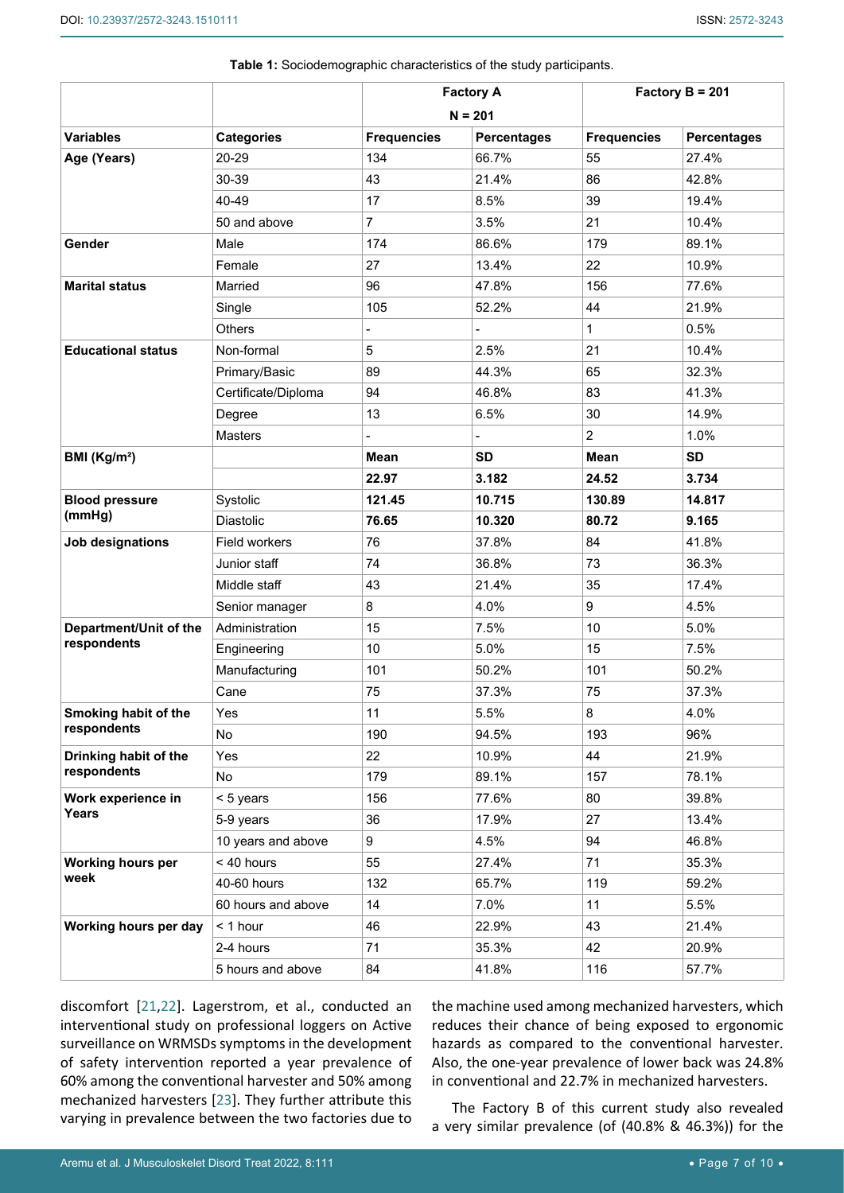**Table 1:** Sociodemographic characteristics of the study participants.

| | | Factory A N = 201 | | Factory B = 201 | |
|---|---|---|---|---|---|
| **Variables** | **Categories** | **Frequencies** | **Percentages** | **Frequencies** | **Percentages** |
| **Age (Years)** | 20-29 | 134 | 66.7% | 55 | 27.4% |
| | 30-39 | 43 | 21.4% | 86 | 42.8% |
| | 40-49 | 17 | 8.5% | 39 | 19.4% |
| | 50 and above | 7 | 3.5% | 21 | 10.4% |
| **Gender** | Male | 174 | 86.6% | 179 | 89.1% |
| | Female | 27 | 13.4% | 22 | 10.9% |
| **Marital status** | Married | 96 | 47.8% | 156 | 77.6% |
| | Single | 105 | 52.2% | 44 | 21.9% |
| | Others | - | - | 1 | 0.5% |
| **Educational status** | Non-formal | 5 | 2.5% | 21 | 10.4% |
| | Primary/Basic | 89 | 44.3% | 65 | 32.3% |
| | Certificate/Diploma | 94 | 46.8% | 83 | 41.3% |
| | Degree | 13 | 6.5% | 30 | 14.9% |
| | Masters | - | - | 2 | 1.0% |
| **BMI (Kg/m²)** | | **Mean** | **SD** | **Mean** | **SD** |
| | | **22.97** | **3.182** | **24.52** | **3.734** |
| **Blood pressure (mmHg)** | Systolic | **121.45** | **10.715** | **130.89** | **14.817** |
| | Diastolic | **76.65** | **10.320** | **80.72** | **9.165** |
| **Job designations** | Field workers | 76 | 37.8% | 84 | 41.8% |
| | Junior staff | 74 | 36.8% | 73 | 36.3% |
| | Middle staff | 43 | 21.4% | 35 | 17.4% |
| | Senior manager | 8 | 4.0% | 9 | 4.5% |
| **Department/Unit of the respondents** | Administration | 15 | 7.5% | 10 | 5.0% |
| | Engineering | 10 | 5.0% | 15 | 7.5% |
| | Manufacturing | 101 | 50.2% | 101 | 50.2% |
| | Cane | 75 | 37.3% | 75 | 37.3% |
| **Smoking habit of the respondents** | Yes | 11 | 5.5% | 8 | 4.0% |
| | No | 190 | 94.5% | 193 | 96% |
| **Drinking habit of the respondents** | Yes | 22 | 10.9% | 44 | 21.9% |
| | No | 179 | 89.1% | 157 | 78.1% |
| **Work experience in Years** | < 5 years | 156 | 77.6% | 80 | 39.8% |
| | 5-9 years | 36 | 17.9% | 27 | 13.4% |
| | 10 years and above | 9 | 4.5% | 94 | 46.8% |
| **Working hours per week** | < 40 hours | 55 | 27.4% | 71 | 35.3% |
| | 40-60 hours | 132 | 65.7% | 119 | 59.2% |
| | 60 hours and above | 14 | 7.0% | 11 | 5.5% |
| **Working hours per day** | < 1 hour | 46 | 22.9% | 43 | 21.4% |
| | 2-4 hours | 71 | 35.3% | 42 | 20.9% |
| | 5 hours and above | 84 | 41.8% | 116 | 57.7% |

discomfort [21,22]. Lagerstrom, et al., conducted an interventional study on professional loggers on Active surveillance on WRMSDs symptoms in the development of safety intervention reported a year prevalence of 60% among the conventional harvester and 50% among mechanized harvesters [23]. They further attribute this varying in prevalence between the two factories due to the machine used among mechanized harvesters, which reduces their chance of being exposed to ergonomic hazards as compared to the conventional harvester. Also, the one-year prevalence of lower back was 24.8% in conventional and 22.7% in mechanized harvesters.

The Factory B of this current study also revealed a very similar prevalence (of (40.8% & 46.3%)) for the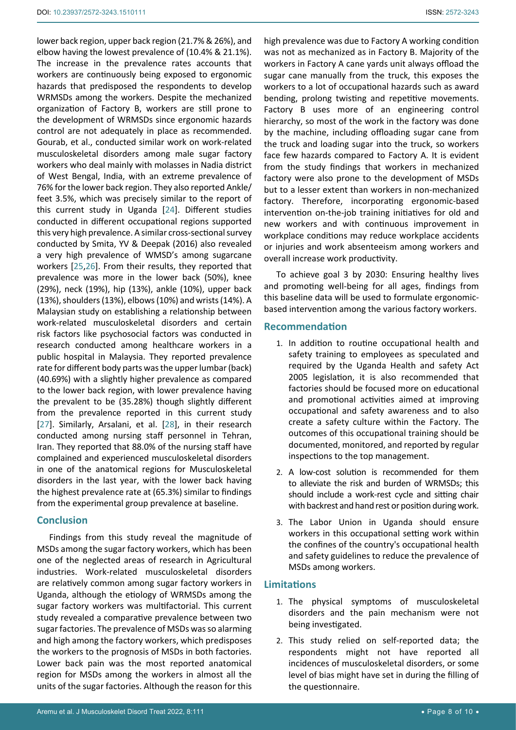lower back region, upper back region (21.7% & 26%), and elbow having the lowest prevalence of (10.4% & 21.1%). The increase in the prevalence rates accounts that workers are continuously being exposed to ergonomic hazards that predisposed the respondents to develop WRMSDs among the workers. Despite the mechanized organization of Factory B, workers are still prone to the development of WRMSDs since ergonomic hazards control are not adequately in place as recommended. Gourab, et al., conducted similar work on work-related musculoskeletal disorders among male sugar factory workers who deal mainly with molasses in Nadia district of West Bengal, India, with an extreme prevalence of 76% for the lower back region. They also reported Ankle/feet 3.5%, which was precisely similar to the report of this current study in Uganda [24]. Different studies conducted in different occupational regions supported this very high prevalence. A similar cross-sectional survey conducted by Smita, YV & Deepak (2016) also revealed a very high prevalence of WMSD's among sugarcane workers [25,26]. From their results, they reported that prevalence was more in the lower back (50%), knee (29%), neck (19%), hip (13%), ankle (10%), upper back (13%), shoulders (13%), elbows (10%) and wrists (14%). A Malaysian study on establishing a relationship between work-related musculoskeletal disorders and certain risk factors like psychosocial factors was conducted in research conducted among healthcare workers in a public hospital in Malaysia. They reported prevalence rate for different body parts was the upper lumbar (back) (40.69%) with a slightly higher prevalence as compared to the lower back region, with lower prevalence having the prevalent to be (35.28%) though slightly different from the prevalence reported in this current study [27]. Similarly, Arsalani, et al. [28], in their research conducted among nursing staff personnel in Tehran, Iran. They reported that 88.0% of the nursing staff have complained and experienced musculoskeletal disorders in one of the anatomical regions for Musculoskeletal disorders in the last year, with the lower back having the highest prevalence rate at (65.3%) similar to findings from the experimental group prevalence at baseline.

## Conclusion

Findings from this study reveal the magnitude of MSDs among the sugar factory workers, which has been one of the neglected areas of research in Agricultural industries. Work-related musculoskeletal disorders are relatively common among sugar factory workers in Uganda, although the etiology of WRMSDs among the sugar factory workers was multifactorial. This current study revealed a comparative prevalence between two sugar factories. The prevalence of MSDs was so alarming and high among the factory workers, which predisposes the workers to the prognosis of MSDs in both factories. Lower back pain was the most reported anatomical region for MSDs among the workers in almost all the units of the sugar factories. Although the reason for this high prevalence was due to Factory A working condition was not as mechanized as in Factory B. Majority of the workers in Factory A cane yards unit always offload the sugar cane manually from the truck, this exposes the workers to a lot of occupational hazards such as award bending, prolong twisting and repetitive movements. Factory B uses more of an engineering control hierarchy, so most of the work in the factory was done by the machine, including offloading sugar cane from the truck and loading sugar into the truck, so workers face few hazards compared to Factory A. It is evident from the study findings that workers in mechanized factory were also prone to the development of MSDs but to a lesser extent than workers in non-mechanized factory. Therefore, incorporating ergonomic-based intervention on-the-job training initiatives for old and new workers and with continuous improvement in workplace conditions may reduce workplace accidents or injuries and work absenteeism among workers and overall increase work productivity.

To achieve goal 3 by 2030: Ensuring healthy lives and promoting well-being for all ages, findings from this baseline data will be used to formulate ergonomic-based intervention among the various factory workers.

## Recommendation

1. In addition to routine occupational health and safety training to employees as speculated and required by the Uganda Health and safety Act 2005 legislation, it is also recommended that factories should be focused more on educational and promotional activities aimed at improving occupational and safety awareness and to also create a safety culture within the Factory. The outcomes of this occupational training should be documented, monitored, and reported by regular inspections to the top management.
2. A low-cost solution is recommended for them to alleviate the risk and burden of WRMSDs; this should include a work-rest cycle and sitting chair with backrest and hand rest or position during work.
3. The Labor Union in Uganda should ensure workers in this occupational setting work within the confines of the country's occupational health and safety guidelines to reduce the prevalence of MSDs among workers.

## Limitations

1. The physical symptoms of musculoskeletal disorders and the pain mechanism were not being investigated.
2. This study relied on self-reported data; the respondents might not have reported all incidences of musculoskeletal disorders, or some level of bias might have set in during the filling of the questionnaire.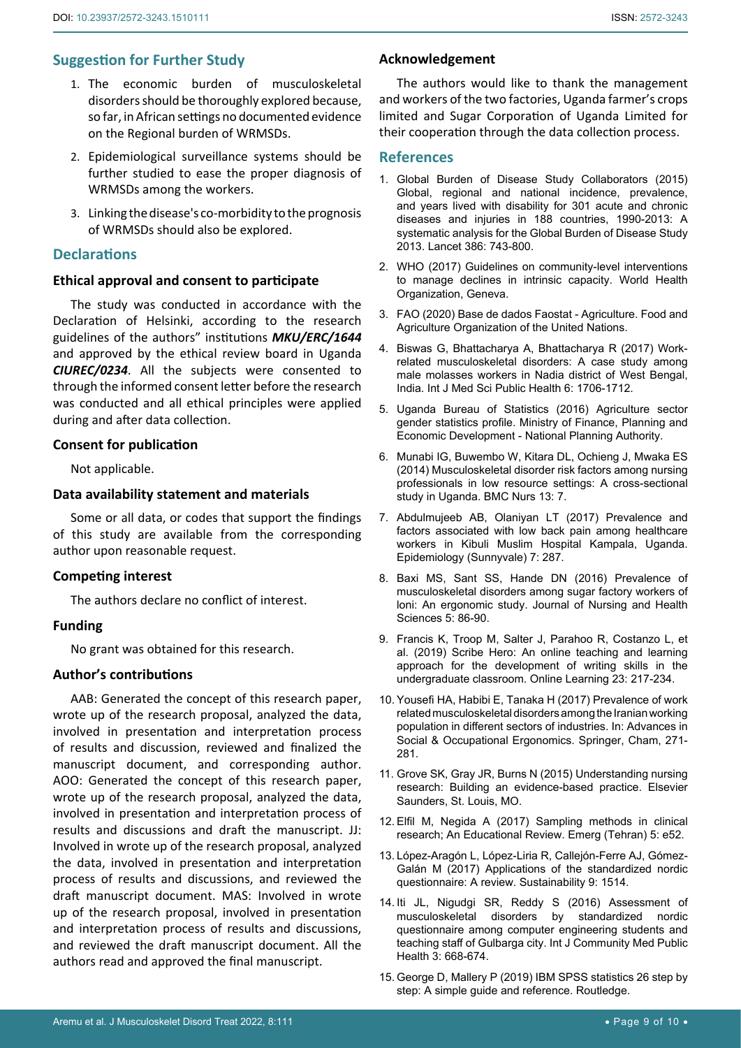## Suggestion for Further Study

1. The economic burden of musculoskeletal disorders should be thoroughly explored because, so far, in African settings no documented evidence on the Regional burden of WRMSDs.
2. Epidemiological surveillance systems should be further studied to ease the proper diagnosis of WRMSDs among the workers.
3. Linking the disease's co-morbidity to the prognosis of WRMSDs should also be explored.

## Declarations

### Ethical approval and consent to participate

The study was conducted in accordance with the Declaration of Helsinki, according to the research guidelines of the authors" institutions ***MKU/ERC/1644*** and approved by the ethical review board in Uganda ***CIUREC/0234***. All the subjects were consented to through the informed consent letter before the research was conducted and all ethical principles were applied during and after data collection.

### Consent for publication

Not applicable.

### Data availability statement and materials

Some or all data, or codes that support the findings of this study are available from the corresponding author upon reasonable request.

### Competing interest

The authors declare no conflict of interest.

### Funding

No grant was obtained for this research.

### Author's contributions

AAB: Generated the concept of this research paper, wrote up of the research proposal, analyzed the data, involved in presentation and interpretation process of results and discussion, reviewed and finalized the manuscript document, and corresponding author. AOO: Generated the concept of this research paper, wrote up of the research proposal, analyzed the data, involved in presentation and interpretation process of results and discussions and draft the manuscript. JJ: Involved in wrote up of the research proposal, analyzed the data, involved in presentation and interpretation process of results and discussions, and reviewed the draft manuscript document. MAS: Involved in wrote up of the research proposal, involved in presentation and interpretation process of results and discussions, and reviewed the draft manuscript document. All the authors read and approved the final manuscript.

### Acknowledgement

The authors would like to thank the management and workers of the two factories, Uganda farmer's crops limited and Sugar Corporation of Uganda Limited for their cooperation through the data collection process.

## References

1. Global Burden of Disease Study Collaborators (2015) Global, regional and national incidence, prevalence, and years lived with disability for 301 acute and chronic diseases and injuries in 188 countries, 1990-2013: A systematic analysis for the Global Burden of Disease Study 2013. Lancet 386: 743-800.
2. WHO (2017) Guidelines on community-level interventions to manage declines in intrinsic capacity. World Health Organization, Geneva.
3. FAO (2020) Base de dados Faostat - Agriculture. Food and Agriculture Organization of the United Nations.
4. Biswas G, Bhattacharya A, Bhattacharya R (2017) Work-related musculoskeletal disorders: A case study among male molasses workers in Nadia district of West Bengal, India. Int J Med Sci Public Health 6: 1706-1712.
5. Uganda Bureau of Statistics (2016) Agriculture sector gender statistics profile. Ministry of Finance, Planning and Economic Development - National Planning Authority.
6. Munabi IG, Buwembo W, Kitara DL, Ochieng J, Mwaka ES (2014) Musculoskeletal disorder risk factors among nursing professionals in low resource settings: A cross-sectional study in Uganda. BMC Nurs 13: 7.
7. Abdulmujeeb AB, Olaniyan LT (2017) Prevalence and factors associated with low back pain among healthcare workers in Kibuli Muslim Hospital Kampala, Uganda. Epidemiology (Sunnyvale) 7: 287.
8. Baxi MS, Sant SS, Hande DN (2016) Prevalence of musculoskeletal disorders among sugar factory workers of loni: An ergonomic study. Journal of Nursing and Health Sciences 5: 86-90.
9. Francis K, Troop M, Salter J, Parahoo R, Costanzo L, et al. (2019) Scribe Hero: An online teaching and learning approach for the development of writing skills in the undergraduate classroom. Online Learning 23: 217-234.
10. Yousefi HA, Habibi E, Tanaka H (2017) Prevalence of work related musculoskeletal disorders among the Iranian working population in different sectors of industries. In: Advances in Social & Occupational Ergonomics. Springer, Cham, 271-281.
11. Grove SK, Gray JR, Burns N (2015) Understanding nursing research: Building an evidence-based practice. Elsevier Saunders, St. Louis, MO.
12. Elfil M, Negida A (2017) Sampling methods in clinical research; An Educational Review. Emerg (Tehran) 5: e52.
13. López-Aragón L, López-Liria R, Callejón-Ferre AJ, Gómez-Galán M (2017) Applications of the standardized nordic questionnaire: A review. Sustainability 9: 1514.
14. Iti JL, Nigudgi SR, Reddy S (2016) Assessment of musculoskeletal disorders by standardized nordic questionnaire among computer engineering students and teaching staff of Gulbarga city. Int J Community Med Public Health 3: 668-674.
15. George D, Mallery P (2019) IBM SPSS statistics 26 step by step: A simple guide and reference. Routledge.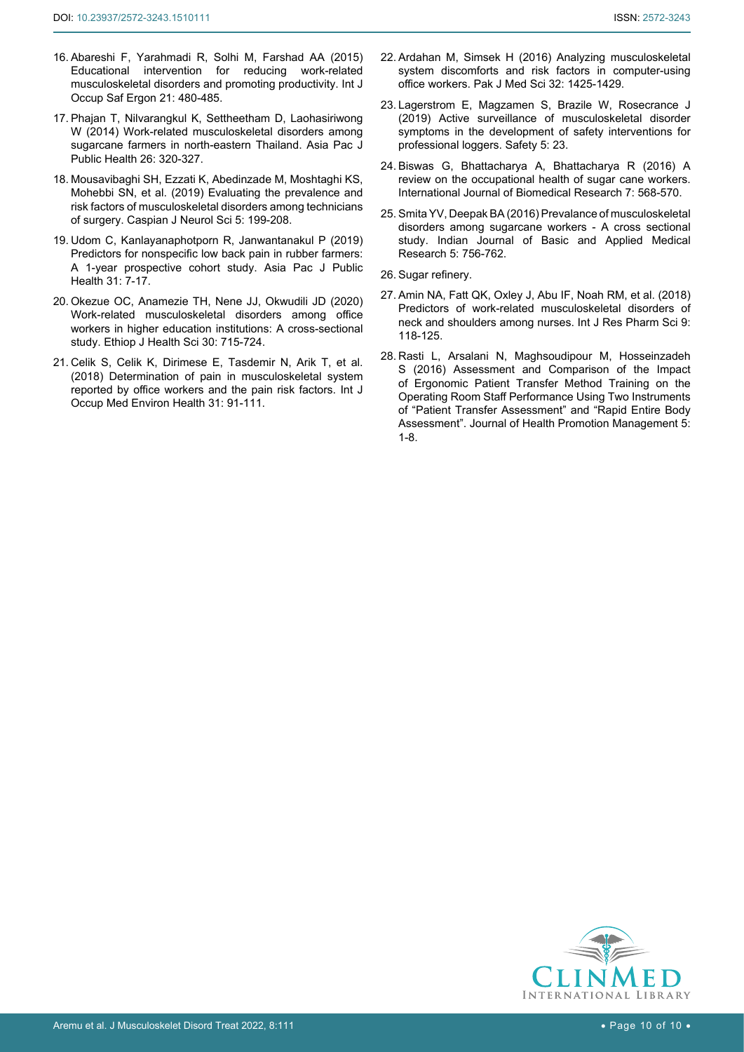16. Abareshi F, Yarahmadi R, Solhi M, Farshad AA (2015) Educational intervention for reducing work-related musculoskeletal disorders and promoting productivity. Int J Occup Saf Ergon 21: 480-485.

17. Phajan T, Nilvarangkul K, Settheetham D, Laohasiriwong W (2014) Work-related musculoskeletal disorders among sugarcane farmers in north-eastern Thailand. Asia Pac J Public Health 26: 320-327.

18. Mousavibaghi SH, Ezzati K, Abedinzade M, Moshtaghi KS, Mohebbi SN, et al. (2019) Evaluating the prevalence and risk factors of musculoskeletal disorders among technicians of surgery. Caspian J Neurol Sci 5: 199-208.

19. Udom C, Kanlayanaphotporn R, Janwantanakul P (2019) Predictors for nonspecific low back pain in rubber farmers: A 1-year prospective cohort study. Asia Pac J Public Health 31: 7-17.

20. Okezue OC, Anamezie TH, Nene JJ, Okwudili JD (2020) Work-related musculoskeletal disorders among office workers in higher education institutions: A cross-sectional study. Ethiop J Health Sci 30: 715-724.

21. Celik S, Celik K, Dirimese E, Tasdemir N, Arik T, et al. (2018) Determination of pain in musculoskeletal system reported by office workers and the pain risk factors. Int J Occup Med Environ Health 31: 91-111.

22. Ardahan M, Simsek H (2016) Analyzing musculoskeletal system discomforts and risk factors in computer-using office workers. Pak J Med Sci 32: 1425-1429.

23. Lagerstrom E, Magzamen S, Brazile W, Rosecrance J (2019) Active surveillance of musculoskeletal disorder symptoms in the development of safety interventions for professional loggers. Safety 5: 23.

24. Biswas G, Bhattacharya A, Bhattacharya R (2016) A review on the occupational health of sugar cane workers. International Journal of Biomedical Research 7: 568-570.

25. Smita YV, Deepak BA (2016) Prevalance of musculoskeletal disorders among sugarcane workers - A cross sectional study. Indian Journal of Basic and Applied Medical Research 5: 756-762.

26. Sugar refinery.

27. Amin NA, Fatt QK, Oxley J, Abu IF, Noah RM, et al. (2018) Predictors of work-related musculoskeletal disorders of neck and shoulders among nurses. Int J Res Pharm Sci 9: 118-125.

28. Rasti L, Arsalani N, Maghsoudipour M, Hosseinzadeh S (2016) Assessment and Comparison of the Impact of Ergonomic Patient Transfer Method Training on the Operating Room Staff Performance Using Two Instruments of "Patient Transfer Assessment" and "Rapid Entire Body Assessment". Journal of Health Promotion Management 5: 1-8.